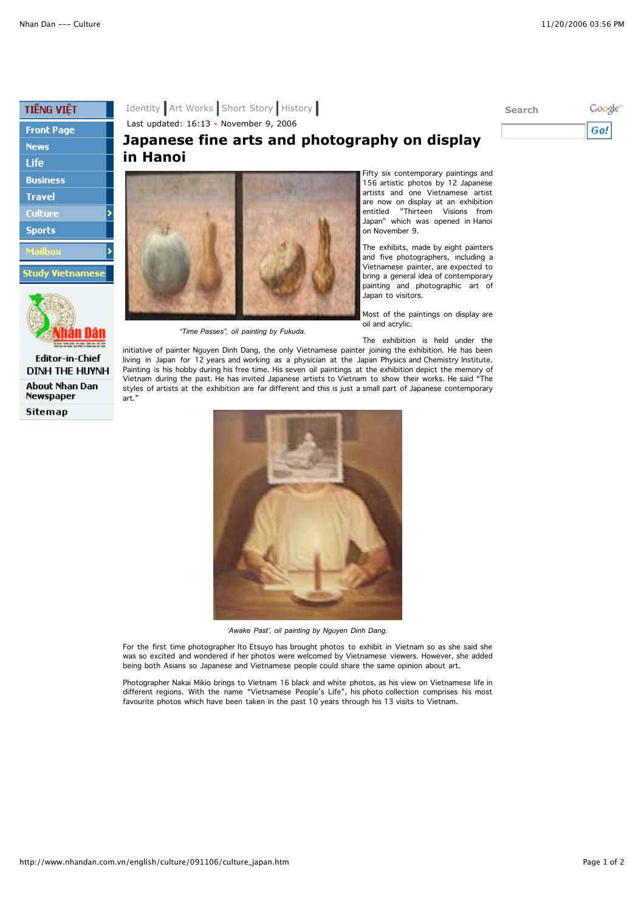Identity | Art Works | Short Story | History

Last updated: 16:13 - November 9, 2006

# Japanese fine arts and photography on display in Hanoi

*"Time Passes", oil painting by Fukuda.*

Fifty six contemporary paintings and 156 artistic photos by 12 Japanese artists and one Vietnamese artist are now on display at an exhibition entitled "Thirteen Visions from Japan" which was opened in Hanoi on November 9.

The exhibits, made by eight painters and five photographers, including a Vietnamese painter, are expected to bring a general idea of contemporary painting and photographic art of Japan to visitors.

Most of the paintings on display are oil and acrylic.

The exhibition is held under the initiative of painter Nguyen Dinh Dang, the only Vietnamese painter joining the exhibition. He has been living in Japan for 12 years and working as a physician at the Japan Physics and Chemistry Institute. Painting is his hobby during his free time. His seven oil paintings at the exhibition depict the memory of Vietnam during the past. He has invited Japanese artists to Vietnam to show their works. He said "The styles of artists at the exhibition are far different and this is just a small part of Japanese contemporary art."

*'Awake Past', oil painting by Nguyen Dinh Dang.*

For the first time photographer Ito Etsuyo has brought photos to exhibit in Vietnam so as she said she was so excited and wondered if her photos were welcomed by Vietnamese viewers. However, she added being both Asians so Japanese and Vietnamese people could share the same opinion about art.

Photographer Nakai Mikio brings to Vietnam 16 black and white photos, as his view on Vietnamese life in different regions. With the name "Vietnamese People's Life", his photo collection comprises his most favourite photos which have been taken in the past 10 years through his 13 visits to Vietnam.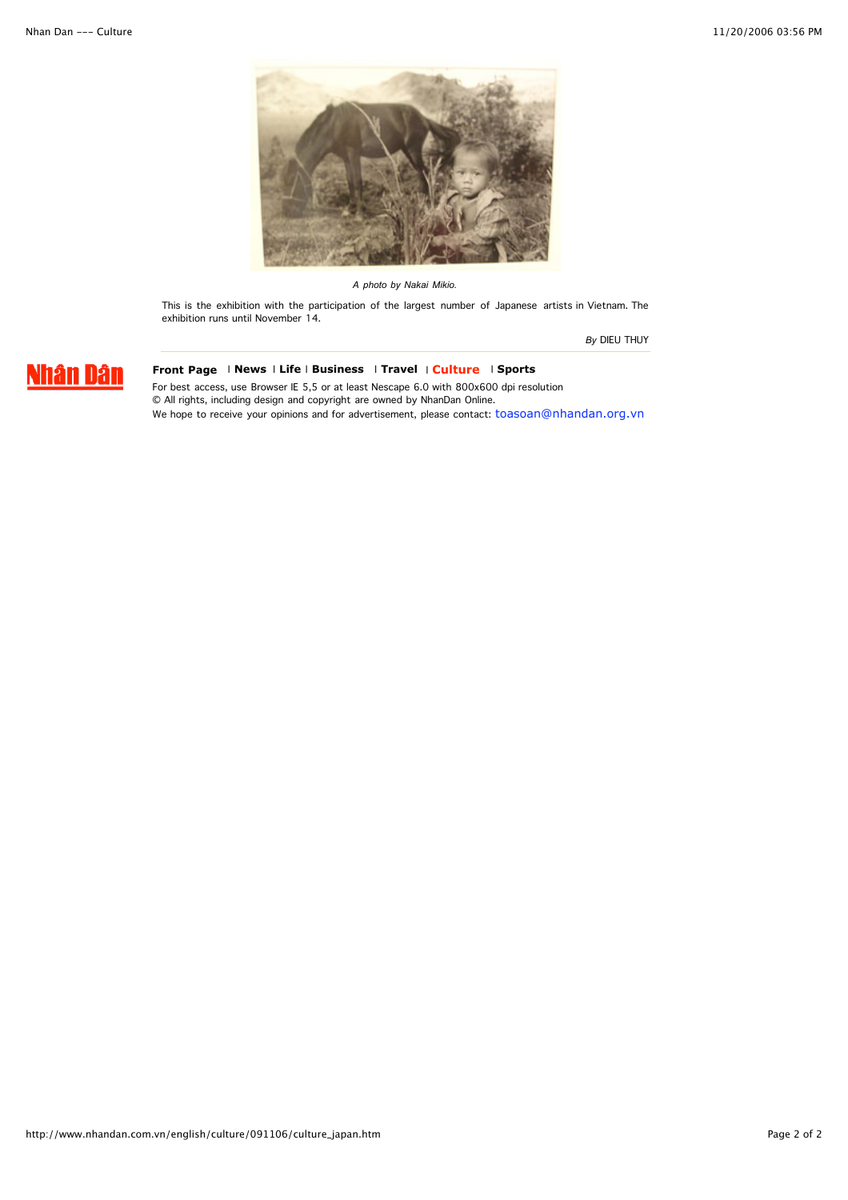*A photo by Nakai Mikio.*

This is the exhibition with the participation of the largest number of Japanese artists in Vietnam. The exhibition runs until November 14.

*By* DIEU THUY

---

Nhân Dân

**Front Page** | **News** | **Life** | **Business** | **Travel** | **Culture** | **Sports**

For best access, use Browser IE 5,5 or at least Nescape 6.0 with 800x600 dpi resolution
© All rights, including design and copyright are owned by NhanDan Online.
We hope to receive your opinions and for advertisement, please contact: toasoan@nhandan.org.vn